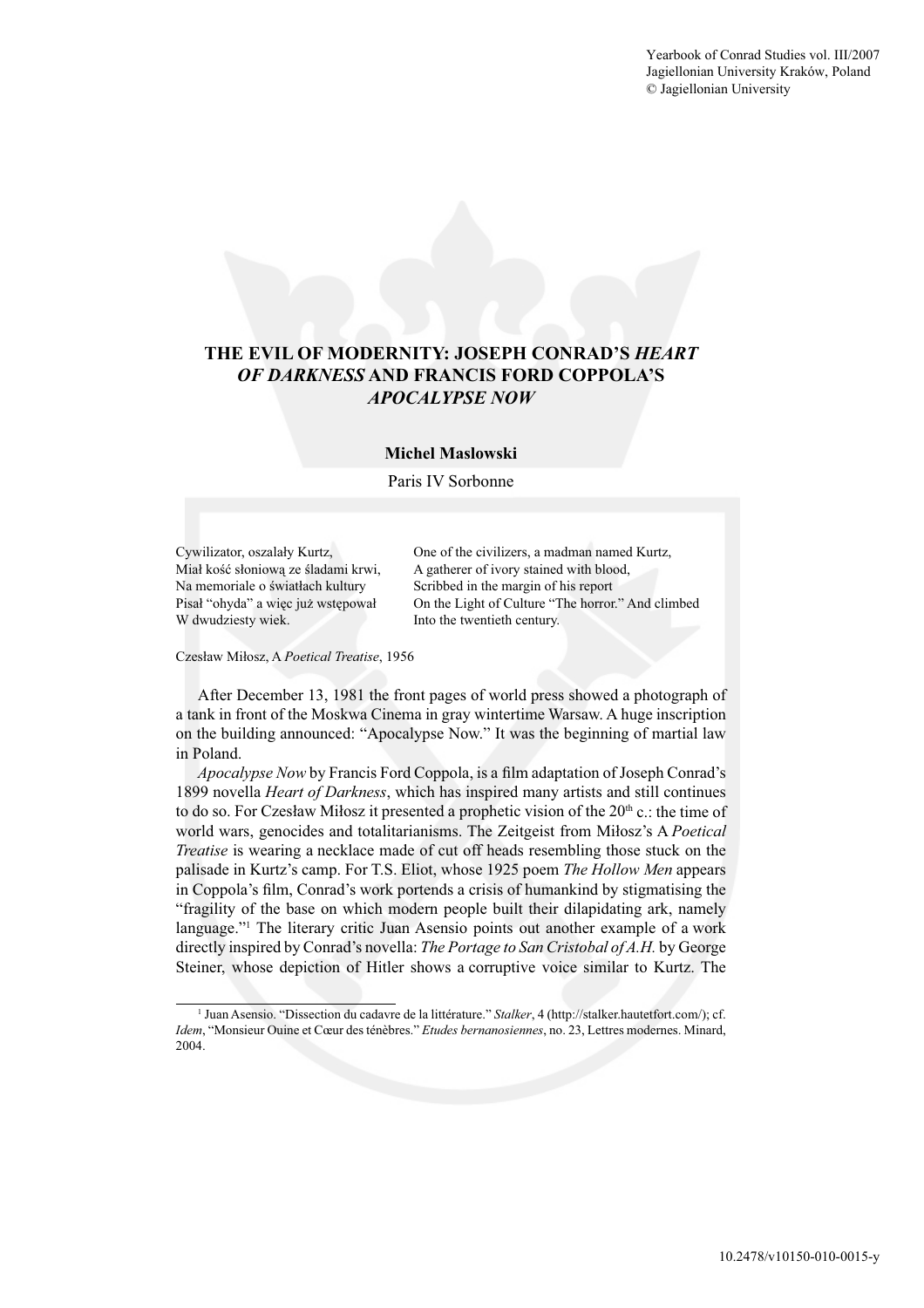Yearbook of Conrad Studies vol. III/2007
Jagiellonian University Kraków, Poland
© Jagiellonian University

# THE EVIL OF MODERNITY: JOSEPH CONRAD'S *HEART OF DARKNESS* AND FRANCIS FORD COPPOLA'S *APOCALYPSE NOW*

**Michel Maslowski**

Paris IV Sorbonne

| | |
|---|---|
| Cywilizator, oszalały Kurtz, | One of the civilizers, a madman named Kurtz, |
| Miał kość słoniową ze śladami krwi, | A gatherer of ivory stained with blood, |
| Na memoriale o światłach kultury | Scribbed in the margin of his report |
| Pisał "ohyda" a więc już wstępował | On the Light of Culture "The horror." And climbed |
| W dwudziesty wiek. | Into the twentieth century. |

Czesław Miłosz, A *Poetical Treatise*, 1956

After December 13, 1981 the front pages of world press showed a photograph of a tank in front of the Moskwa Cinema in gray wintertime Warsaw. A huge inscription on the building announced: "Apocalypse Now." It was the beginning of martial law in Poland.

*Apocalypse Now* by Francis Ford Coppola, is a film adaptation of Joseph Conrad's 1899 novella *Heart of Darkness*, which has inspired many artists and still continues to do so. For Czesław Miłosz it presented a prophetic vision of the 20th c.: the time of world wars, genocides and totalitarianisms. The Zeitgeist from Miłosz's A *Poetical Treatise* is wearing a necklace made of cut off heads resembling those stuck on the palisade in Kurtz's camp. For T.S. Eliot, whose 1925 poem *The Hollow Men* appears in Coppola's film, Conrad's work portends a crisis of humankind by stigmatising the "fragility of the base on which modern people built their dilapidating ark, namely language."[1] The literary critic Juan Asensio points out another example of a work directly inspired by Conrad's novella: *The Portage to San Cristobal of A.H.* by George Steiner, whose depiction of Hitler shows a corruptive voice similar to Kurtz. The

[1] Juan Asensio. "Dissection du cadavre de la littérature." *Stalker*, 4 (http://stalker.hautetfort.com/); cf. *Idem*, "Monsieur Ouine et Cœur des ténèbres." *Etudes bernanosiennes*, no. 23, Lettres modernes. Minard, 2004.

10.2478/v10150-010-0015-y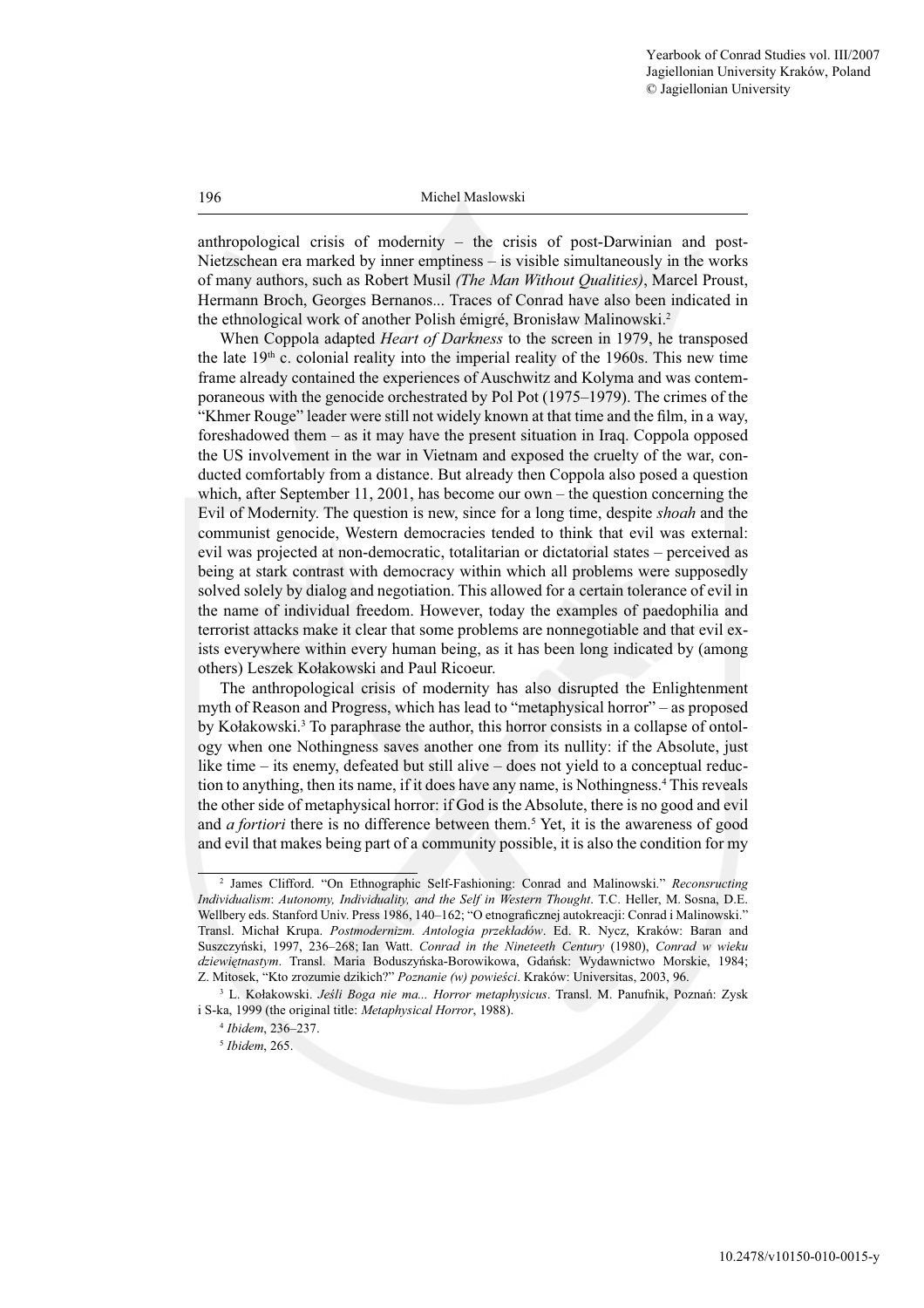anthropological crisis of modernity – the crisis of post-Darwinian and post-Nietzschean era marked by inner emptiness – is visible simultaneously in the works of many authors, such as Robert Musil *(The Man Without Qualities)*, Marcel Proust, Hermann Broch, Georges Bernanos... Traces of Conrad have also been indicated in the ethnological work of another Polish émigré, Bronisław Malinowski.[2]

When Coppola adapted *Heart of Darkness* to the screen in 1979, he transposed the late 19th c. colonial reality into the imperial reality of the 1960s. This new time frame already contained the experiences of Auschwitz and Kolyma and was contemporaneous with the genocide orchestrated by Pol Pot (1975–1979). The crimes of the "Khmer Rouge" leader were still not widely known at that time and the film, in a way, foreshadowed them – as it may have the present situation in Iraq. Coppola opposed the US involvement in the war in Vietnam and exposed the cruelty of the war, conducted comfortably from a distance. But already then Coppola also posed a question which, after September 11, 2001, has become our own – the question concerning the Evil of Modernity. The question is new, since for a long time, despite *shoah* and the communist genocide, Western democracies tended to think that evil was external: evil was projected at non-democratic, totalitarian or dictatorial states – perceived as being at stark contrast with democracy within which all problems were supposedly solved solely by dialog and negotiation. This allowed for a certain tolerance of evil in the name of individual freedom. However, today the examples of paedophilia and terrorist attacks make it clear that some problems are nonnegotiable and that evil exists everywhere within every human being, as it has been long indicated by (among others) Leszek Kołakowski and Paul Ricoeur.

The anthropological crisis of modernity has also disrupted the Enlightenment myth of Reason and Progress, which has lead to "metaphysical horror" – as proposed by Kołakowski.[3] To paraphrase the author, this horror consists in a collapse of ontology when one Nothingness saves another one from its nullity: if the Absolute, just like time – its enemy, defeated but still alive – does not yield to a conceptual reduction to anything, then its name, if it does have any name, is Nothingness.[4] This reveals the other side of metaphysical horror: if God is the Absolute, there is no good and evil and *a fortiori* there is no difference between them.[5] Yet, it is the awareness of good and evil that makes being part of a community possible, it is also the condition for my

---

[2] James Clifford. "On Ethnographic Self-Fashioning: Conrad and Malinowski." *Reconsructing Individualism*: *Autonomy, Individuality, and the Self in Western Thought*. T.C. Heller, M. Sosna, D.E. Wellbery eds. Stanford Univ. Press 1986, 140–162; "O etnograficznej autokreacji: Conrad i Malinowski." Transl. Michał Krupa. *Postmodernizm. Antologia przekładów*. Ed. R. Nycz, Kraków: Baran and Suszczyński, 1997, 236–268; Ian Watt. *Conrad in the Nineteeth Century* (1980), *Conrad w wieku dziewiętnastym*. Transl. Maria Boduszyńska-Borowikowa, Gdańsk: Wydawnictwo Morskie, 1984; Z. Mitosek, "Kto zrozumie dzikich?" *Poznanie (w) powieści*. Kraków: Universitas, 2003, 96.

[3] L. Kołakowski. *Jeśli Boga nie ma... Horror metaphysicus*. Transl. M. Panufnik, Poznań: Zysk i S-ka, 1999 (the original title: *Metaphysical Horror*, 1988).

[4] *Ibidem*, 236–237.

[5] *Ibidem*, 265.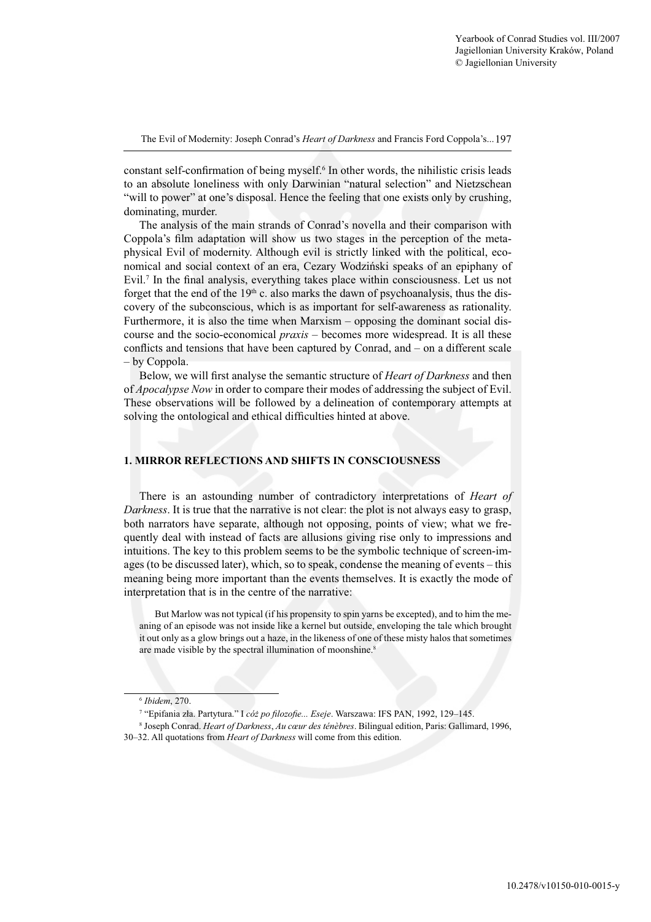constant self-confirmation of being myself.[6] In other words, the nihilistic crisis leads to an absolute loneliness with only Darwinian "natural selection" and Nietzschean "will to power" at one's disposal. Hence the feeling that one exists only by crushing, dominating, murder.

The analysis of the main strands of Conrad's novella and their comparison with Coppola's film adaptation will show us two stages in the perception of the metaphysical Evil of modernity. Although evil is strictly linked with the political, economical and social context of an era, Cezary Wodziński speaks of an epiphany of Evil.[7] In the final analysis, everything takes place within consciousness. Let us not forget that the end of the 19th c. also marks the dawn of psychoanalysis, thus the discovery of the subconscious, which is as important for self-awareness as rationality. Furthermore, it is also the time when Marxism – opposing the dominant social discourse and the socio-economical *praxis* – becomes more widespread. It is all these conflicts and tensions that have been captured by Conrad, and – on a different scale – by Coppola.

Below, we will first analyse the semantic structure of *Heart of Darkness* and then of *Apocalypse Now* in order to compare their modes of addressing the subject of Evil. These observations will be followed by a delineation of contemporary attempts at solving the ontological and ethical difficulties hinted at above.

## 1. MIRROR REFLECTIONS AND SHIFTS IN CONSCIOUSNESS

There is an astounding number of contradictory interpretations of *Heart of Darkness*. It is true that the narrative is not clear: the plot is not always easy to grasp, both narrators have separate, although not opposing, points of view; what we frequently deal with instead of facts are allusions giving rise only to impressions and intuitions. The key to this problem seems to be the symbolic technique of screen-images (to be discussed later), which, so to speak, condense the meaning of events – this meaning being more important than the events themselves. It is exactly the mode of interpretation that is in the centre of the narrative:

> But Marlow was not typical (if his propensity to spin yarns be excepted), and to him the meaning of an episode was not inside like a kernel but outside, enveloping the tale which brought it out only as a glow brings out a haze, in the likeness of one of these misty halos that sometimes are made visible by the spectral illumination of moonshine.[8]

---

[6] *Ibidem*, 270.

[7] "Epifania zła. Partytura." I *cóż po filozofie... Eseje*. Warszawa: IFS PAN, 1992, 129–145.

[8] Joseph Conrad. *Heart of Darkness*, *Au cœur des ténèbres*. Bilingual edition, Paris: Gallimard, 1996, 30–32. All quotations from *Heart of Darkness* will come from this edition.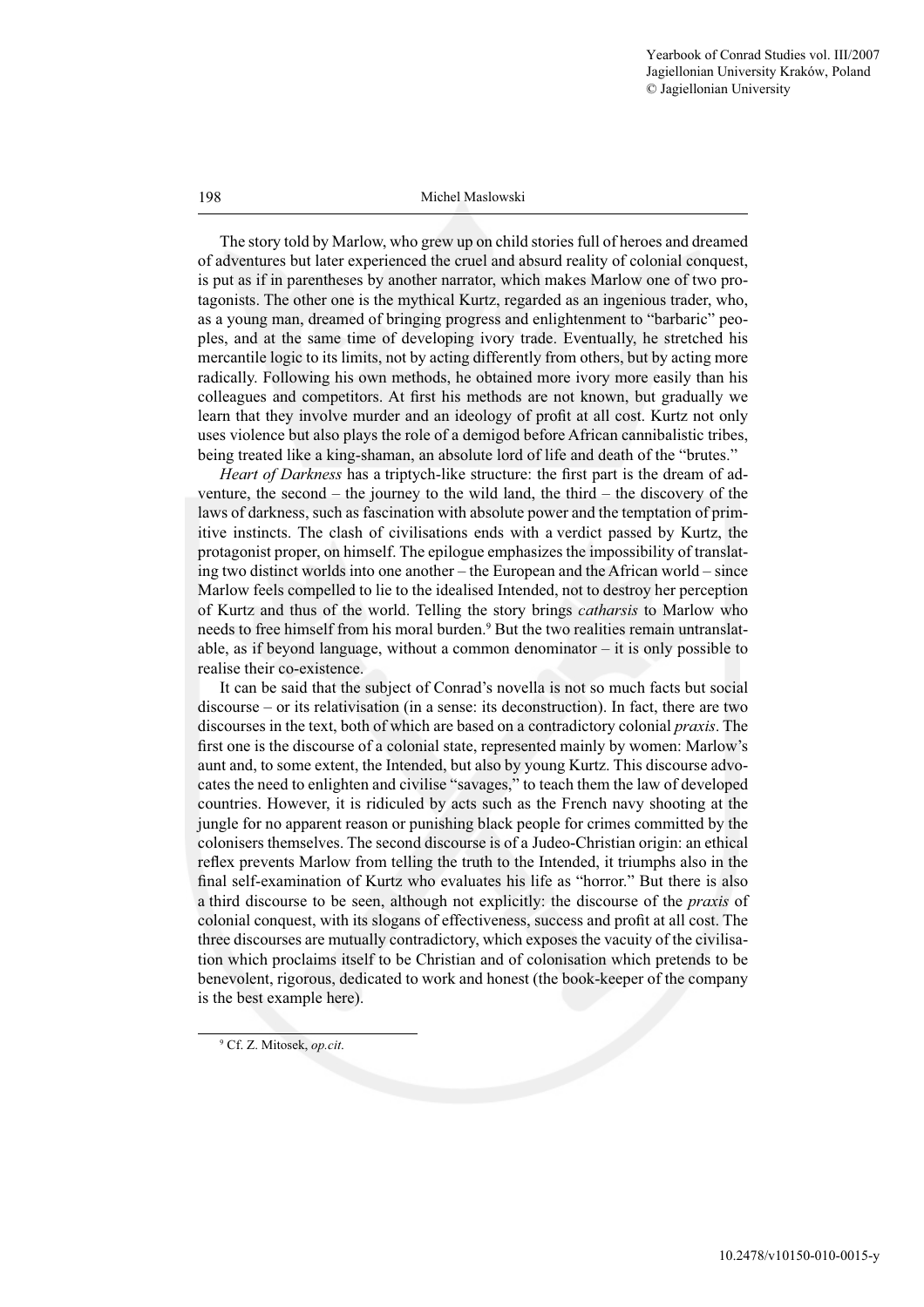The story told by Marlow, who grew up on child stories full of heroes and dreamed of adventures but later experienced the cruel and absurd reality of colonial conquest, is put as if in parentheses by another narrator, which makes Marlow one of two protagonists. The other one is the mythical Kurtz, regarded as an ingenious trader, who, as a young man, dreamed of bringing progress and enlightenment to "barbaric" peoples, and at the same time of developing ivory trade. Eventually, he stretched his mercantile logic to its limits, not by acting differently from others, but by acting more radically. Following his own methods, he obtained more ivory more easily than his colleagues and competitors. At first his methods are not known, but gradually we learn that they involve murder and an ideology of profit at all cost. Kurtz not only uses violence but also plays the role of a demigod before African cannibalistic tribes, being treated like a king-shaman, an absolute lord of life and death of the "brutes."

*Heart of Darkness* has a triptych-like structure: the first part is the dream of adventure, the second – the journey to the wild land, the third – the discovery of the laws of darkness, such as fascination with absolute power and the temptation of primitive instincts. The clash of civilisations ends with a verdict passed by Kurtz, the protagonist proper, on himself. The epilogue emphasizes the impossibility of translating two distinct worlds into one another – the European and the African world – since Marlow feels compelled to lie to the idealised Intended, not to destroy her perception of Kurtz and thus of the world. Telling the story brings *catharsis* to Marlow who needs to free himself from his moral burden.[9] But the two realities remain untranslatable, as if beyond language, without a common denominator – it is only possible to realise their co-existence.

It can be said that the subject of Conrad's novella is not so much facts but social discourse – or its relativisation (in a sense: its deconstruction). In fact, there are two discourses in the text, both of which are based on a contradictory colonial *praxis*. The first one is the discourse of a colonial state, represented mainly by women: Marlow's aunt and, to some extent, the Intended, but also by young Kurtz. This discourse advocates the need to enlighten and civilise "savages," to teach them the law of developed countries. However, it is ridiculed by acts such as the French navy shooting at the jungle for no apparent reason or punishing black people for crimes committed by the colonisers themselves. The second discourse is of a Judeo-Christian origin: an ethical reflex prevents Marlow from telling the truth to the Intended, it triumphs also in the final self-examination of Kurtz who evaluates his life as "horror." But there is also a third discourse to be seen, although not explicitly: the discourse of the *praxis* of colonial conquest, with its slogans of effectiveness, success and profit at all cost. The three discourses are mutually contradictory, which exposes the vacuity of the civilisation which proclaims itself to be Christian and of colonisation which pretends to be benevolent, rigorous, dedicated to work and honest (the book-keeper of the company is the best example here).

[9] Cf. Z. Mitosek, *op.cit*.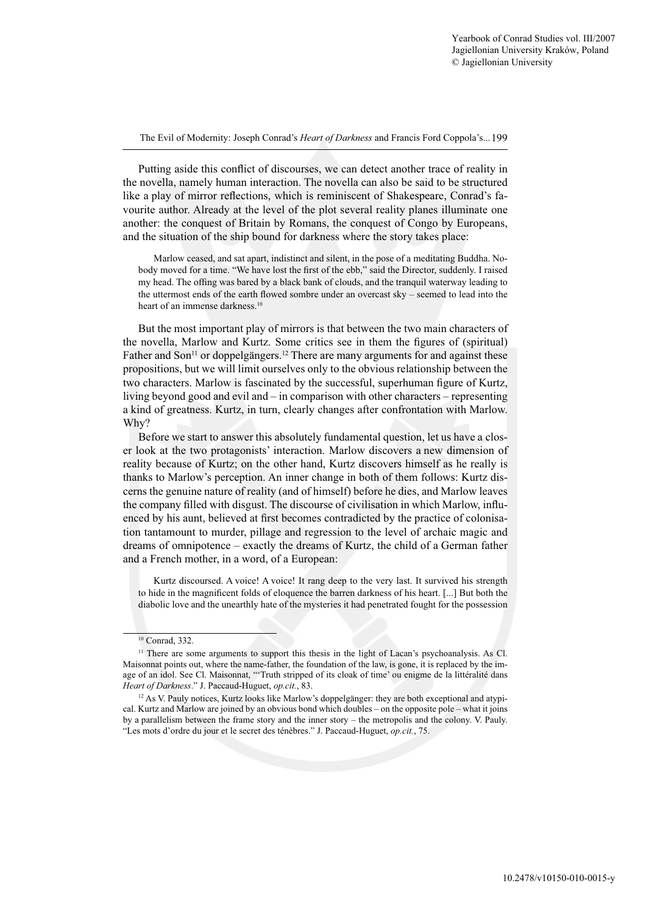Putting aside this conflict of discourses, we can detect another trace of reality in the novella, namely human interaction. The novella can also be said to be structured like a play of mirror reflections, which is reminiscent of Shakespeare, Conrad's favourite author. Already at the level of the plot several reality planes illuminate one another: the conquest of Britain by Romans, the conquest of Congo by Europeans, and the situation of the ship bound for darkness where the story takes place:

> Marlow ceased, and sat apart, indistinct and silent, in the pose of a meditating Buddha. Nobody moved for a time. "We have lost the first of the ebb," said the Director, suddenly. I raised my head. The offing was bared by a black bank of clouds, and the tranquil waterway leading to the uttermost ends of the earth flowed sombre under an overcast sky – seemed to lead into the heart of an immense darkness.[10]

But the most important play of mirrors is that between the two main characters of the novella, Marlow and Kurtz. Some critics see in them the figures of (spiritual) Father and Son[11] or doppelgängers.[12] There are many arguments for and against these propositions, but we will limit ourselves only to the obvious relationship between the two characters. Marlow is fascinated by the successful, superhuman figure of Kurtz, living beyond good and evil and – in comparison with other characters – representing a kind of greatness. Kurtz, in turn, clearly changes after confrontation with Marlow. Why?

Before we start to answer this absolutely fundamental question, let us have a closer look at the two protagonists' interaction. Marlow discovers a new dimension of reality because of Kurtz; on the other hand, Kurtz discovers himself as he really is thanks to Marlow's perception. An inner change in both of them follows: Kurtz discerns the genuine nature of reality (and of himself) before he dies, and Marlow leaves the company filled with disgust. The discourse of civilisation in which Marlow, influenced by his aunt, believed at first becomes contradicted by the practice of colonisation tantamount to murder, pillage and regression to the level of archaic magic and dreams of omnipotence – exactly the dreams of Kurtz, the child of a German father and a French mother, in a word, of a European:

> Kurtz discoursed. A voice! A voice! It rang deep to the very last. It survived his strength to hide in the magnificent folds of eloquence the barren darkness of his heart. [...] But both the diabolic love and the unearthly hate of the mysteries it had penetrated fought for the possession

---

[10] Conrad, 332.

[11] There are some arguments to support this thesis in the light of Lacan's psychoanalysis. As Cl. Maisonnat points out, where the name-father, the foundation of the law, is gone, it is replaced by the image of an idol. See Cl. Maisonnat, "'Truth stripped of its cloak of time' ou enigme de la littéralité dans *Heart of Darkness*." J. Paccaud-Huguet, *op.cit.*, 83.

[12] As V. Pauly notices, Kurtz looks like Marlow's doppelgänger: they are both exceptional and atypical. Kurtz and Marlow are joined by an obvious bond which doubles – on the opposite pole – what it joins by a parallelism between the frame story and the inner story – the metropolis and the colony. V. Pauly. "Les mots d'ordre du jour et le secret des ténèbres." J. Paccaud-Huguet, *op.cit.*, 75.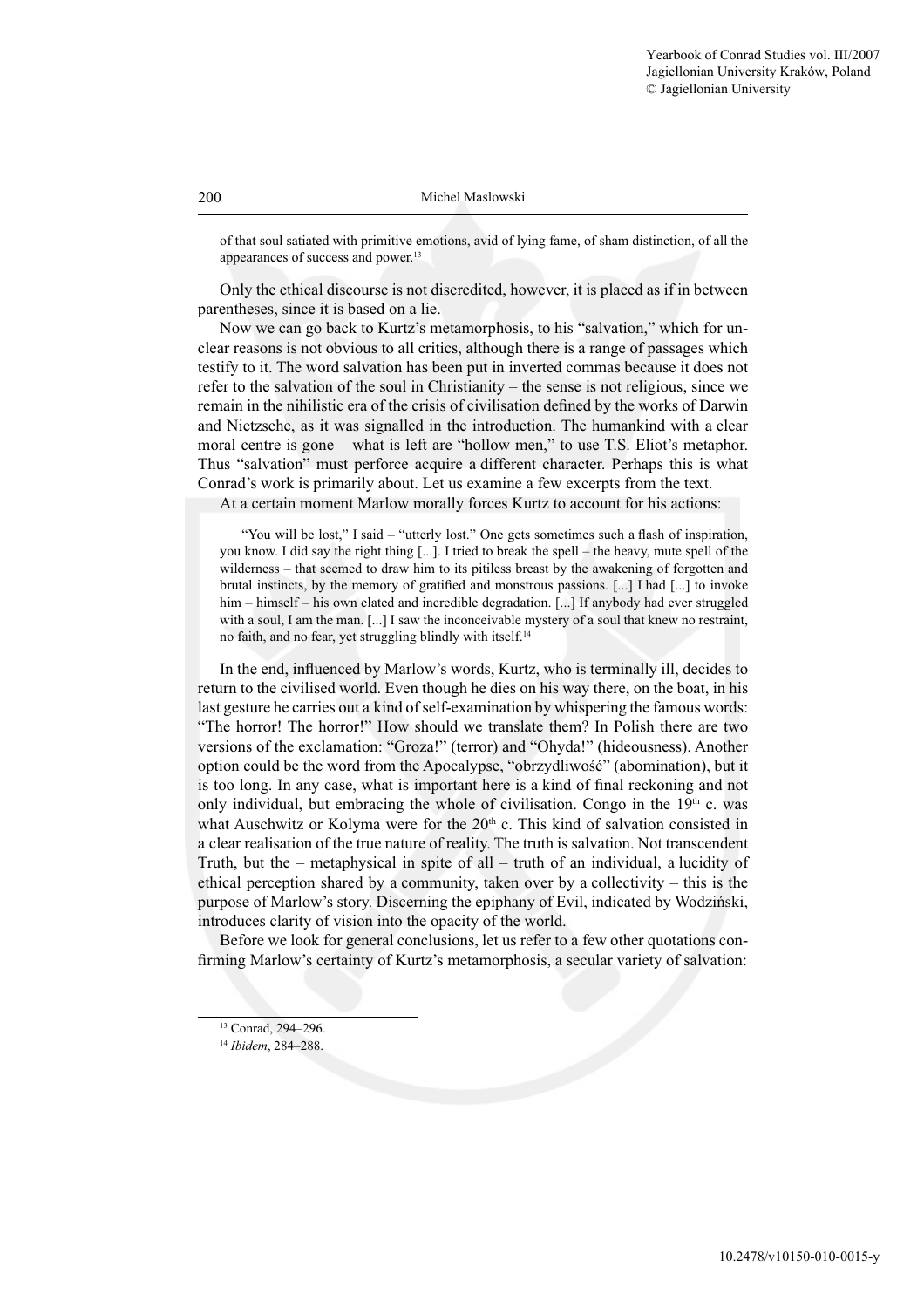> of that soul satiated with primitive emotions, avid of lying fame, of sham distinction, of all the appearances of success and power.[13]

Only the ethical discourse is not discredited, however, it is placed as if in between parentheses, since it is based on a lie.

Now we can go back to Kurtz's metamorphosis, to his "salvation," which for unclear reasons is not obvious to all critics, although there is a range of passages which testify to it. The word salvation has been put in inverted commas because it does not refer to the salvation of the soul in Christianity – the sense is not religious, since we remain in the nihilistic era of the crisis of civilisation defined by the works of Darwin and Nietzsche, as it was signalled in the introduction. The humankind with a clear moral centre is gone – what is left are "hollow men," to use T.S. Eliot's metaphor. Thus "salvation" must perforce acquire a different character. Perhaps this is what Conrad's work is primarily about. Let us examine a few excerpts from the text.

At a certain moment Marlow morally forces Kurtz to account for his actions:

> "You will be lost," I said – "utterly lost." One gets sometimes such a flash of inspiration, you know. I did say the right thing [...]. I tried to break the spell – the heavy, mute spell of the wilderness – that seemed to draw him to its pitiless breast by the awakening of forgotten and brutal instincts, by the memory of gratified and monstrous passions. [...] I had [...] to invoke him – himself – his own elated and incredible degradation. [...] If anybody had ever struggled with a soul, I am the man. [...] I saw the inconceivable mystery of a soul that knew no restraint, no faith, and no fear, yet struggling blindly with itself.[14]

In the end, influenced by Marlow's words, Kurtz, who is terminally ill, decides to return to the civilised world. Even though he dies on his way there, on the boat, in his last gesture he carries out a kind of self-examination by whispering the famous words: "The horror! The horror!" How should we translate them? In Polish there are two versions of the exclamation: "Groza!" (terror) and "Ohyda!" (hideousness). Another option could be the word from the Apocalypse, "obrzydliwość" (abomination), but it is too long. In any case, what is important here is a kind of final reckoning and not only individual, but embracing the whole of civilisation. Congo in the 19th c. was what Auschwitz or Kolyma were for the 20th c. This kind of salvation consisted in a clear realisation of the true nature of reality. The truth is salvation. Not transcendent Truth, but the – metaphysical in spite of all – truth of an individual, a lucidity of ethical perception shared by a community, taken over by a collectivity – this is the purpose of Marlow's story. Discerning the epiphany of Evil, indicated by Wodziński, introduces clarity of vision into the opacity of the world.

Before we look for general conclusions, let us refer to a few other quotations confirming Marlow's certainty of Kurtz's metamorphosis, a secular variety of salvation:

---

[13] Conrad, 294–296.

[14] *Ibidem*, 284–288.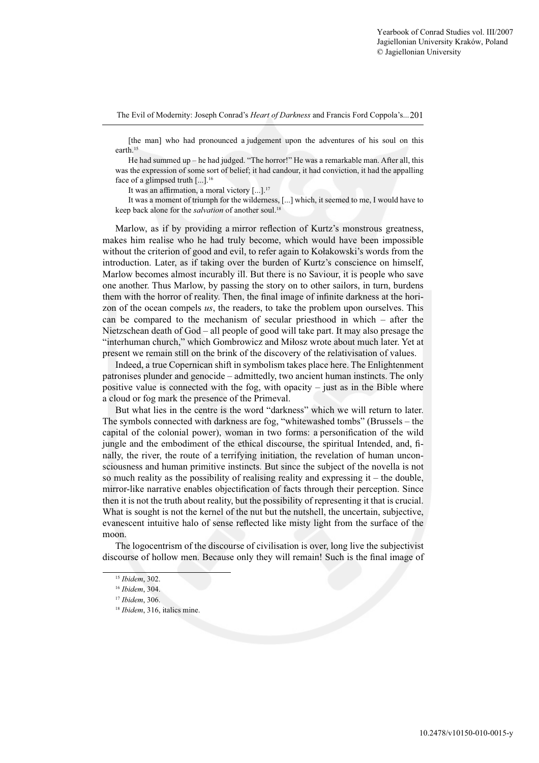[the man] who had pronounced a judgement upon the adventures of his soul on this earth.[15]

He had summed up – he had judged. "The horror!" He was a remarkable man. After all, this was the expression of some sort of belief; it had candour, it had conviction, it had the appalling face of a glimpsed truth [...].[16]

It was an affirmation, a moral victory [...].[17]

It was a moment of triumph for the wilderness, [...] which, it seemed to me, I would have to keep back alone for the *salvation* of another soul.[18]

Marlow, as if by providing a mirror reflection of Kurtz's monstrous greatness, makes him realise who he had truly become, which would have been impossible without the criterion of good and evil, to refer again to Kołakowski's words from the introduction. Later, as if taking over the burden of Kurtz's conscience on himself, Marlow becomes almost incurably ill. But there is no Saviour, it is people who save one another. Thus Marlow, by passing the story on to other sailors, in turn, burdens them with the horror of reality. Then, the final image of infinite darkness at the horizon of the ocean compels *us*, the readers, to take the problem upon ourselves. This can be compared to the mechanism of secular priesthood in which – after the Nietzschean death of God – all people of good will take part. It may also presage the "interhuman church," which Gombrowicz and Miłosz wrote about much later. Yet at present we remain still on the brink of the discovery of the relativisation of values.

Indeed, a true Copernican shift in symbolism takes place here. The Enlightenment patronises plunder and genocide – admittedly, two ancient human instincts. The only positive value is connected with the fog, with opacity – just as in the Bible where a cloud or fog mark the presence of the Primeval.

But what lies in the centre is the word "darkness" which we will return to later. The symbols connected with darkness are fog, "whitewashed tombs" (Brussels – the capital of the colonial power), woman in two forms: a personification of the wild jungle and the embodiment of the ethical discourse, the spiritual Intended, and, finally, the river, the route of a terrifying initiation, the revelation of human unconsciousness and human primitive instincts. But since the subject of the novella is not so much reality as the possibility of realising reality and expressing it – the double, mirror-like narrative enables objectification of facts through their perception. Since then it is not the truth about reality, but the possibility of representing it that is crucial. What is sought is not the kernel of the nut but the nutshell, the uncertain, subjective, evanescent intuitive halo of sense reflected like misty light from the surface of the moon.

The logocentrism of the discourse of civilisation is over, long live the subjectivist discourse of hollow men. Because only they will remain! Such is the final image of

[15] *Ibidem*, 302.

[16] *Ibidem*, 304.

[17] *Ibidem*, 306.

[18] *Ibidem*, 316, italics mine.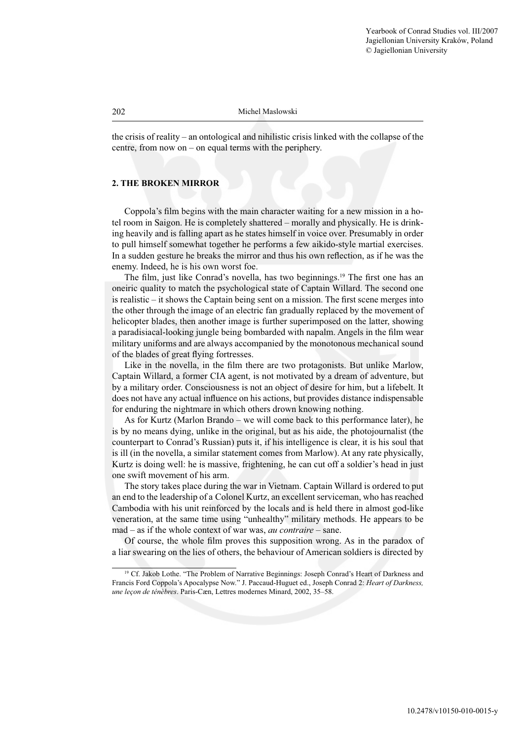the crisis of reality – an ontological and nihilistic crisis linked with the collapse of the centre, from now on – on equal terms with the periphery.

## 2. THE BROKEN MIRROR

Coppola's film begins with the main character waiting for a new mission in a hotel room in Saigon. He is completely shattered – morally and physically. He is drinking heavily and is falling apart as he states himself in voice over. Presumably in order to pull himself somewhat together he performs a few aikido-style martial exercises. In a sudden gesture he breaks the mirror and thus his own reflection, as if he was the enemy. Indeed, he is his own worst foe.

The film, just like Conrad's novella, has two beginnings.[19] The first one has an oneiric quality to match the psychological state of Captain Willard. The second one is realistic – it shows the Captain being sent on a mission. The first scene merges into the other through the image of an electric fan gradually replaced by the movement of helicopter blades, then another image is further superimposed on the latter, showing a paradisiacal-looking jungle being bombarded with napalm. Angels in the film wear military uniforms and are always accompanied by the monotonous mechanical sound of the blades of great flying fortresses.

Like in the novella, in the film there are two protagonists. But unlike Marlow, Captain Willard, a former CIA agent, is not motivated by a dream of adventure, but by a military order. Consciousness is not an object of desire for him, but a lifebelt. It does not have any actual influence on his actions, but provides distance indispensable for enduring the nightmare in which others drown knowing nothing.

As for Kurtz (Marlon Brando – we will come back to this performance later), he is by no means dying, unlike in the original, but as his aide, the photojournalist (the counterpart to Conrad's Russian) puts it, if his intelligence is clear, it is his soul that is ill (in the novella, a similar statement comes from Marlow). At any rate physically, Kurtz is doing well: he is massive, frightening, he can cut off a soldier's head in just one swift movement of his arm.

The story takes place during the war in Vietnam. Captain Willard is ordered to put an end to the leadership of a Colonel Kurtz, an excellent serviceman, who has reached Cambodia with his unit reinforced by the locals and is held there in almost god-like veneration, at the same time using "unhealthy" military methods. He appears to be mad – as if the whole context of war was, *au contraire* – sane.

Of course, the whole film proves this supposition wrong. As in the paradox of a liar swearing on the lies of others, the behaviour of American soldiers is directed by

[19] Cf. Jakob Lothe. "The Problem of Narrative Beginnings: Joseph Conrad's Heart of Darkness and Francis Ford Coppola's Apocalypse Now." J. Paccaud-Huguet ed., Joseph Conrad 2: *Heart of Darkness, une leçon de ténèbres*. Paris-Cæn, Lettres modernes Minard, 2002, 35–58.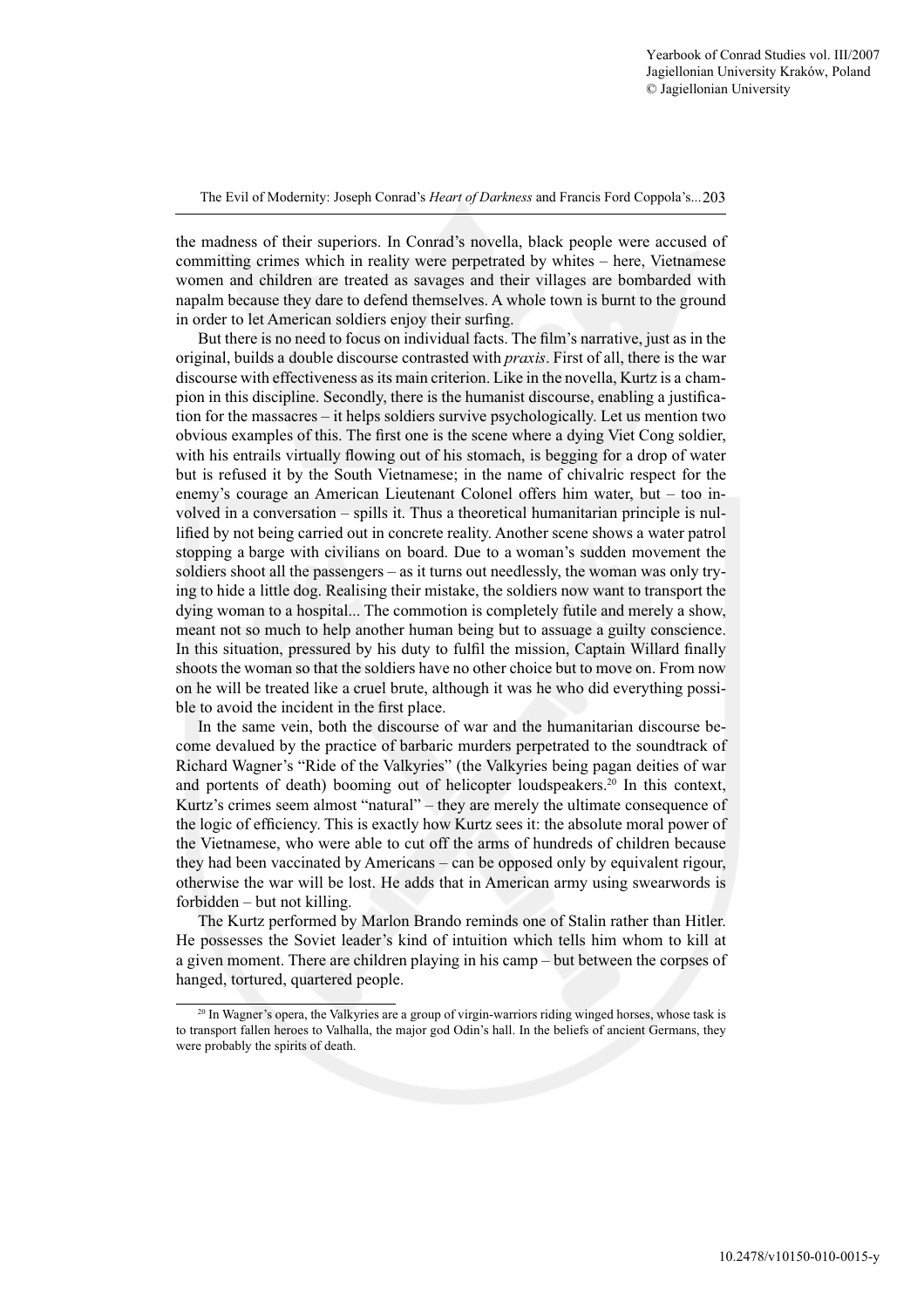the madness of their superiors. In Conrad's novella, black people were accused of committing crimes which in reality were perpetrated by whites – here, Vietnamese women and children are treated as savages and their villages are bombarded with napalm because they dare to defend themselves. A whole town is burnt to the ground in order to let American soldiers enjoy their surfing.

But there is no need to focus on individual facts. The film's narrative, just as in the original, builds a double discourse contrasted with *praxis*. First of all, there is the war discourse with effectiveness as its main criterion. Like in the novella, Kurtz is a champion in this discipline. Secondly, there is the humanist discourse, enabling a justification for the massacres – it helps soldiers survive psychologically. Let us mention two obvious examples of this. The first one is the scene where a dying Viet Cong soldier, with his entrails virtually flowing out of his stomach, is begging for a drop of water but is refused it by the South Vietnamese; in the name of chivalric respect for the enemy's courage an American Lieutenant Colonel offers him water, but – too involved in a conversation – spills it. Thus a theoretical humanitarian principle is nullified by not being carried out in concrete reality. Another scene shows a water patrol stopping a barge with civilians on board. Due to a woman's sudden movement the soldiers shoot all the passengers – as it turns out needlessly, the woman was only trying to hide a little dog. Realising their mistake, the soldiers now want to transport the dying woman to a hospital... The commotion is completely futile and merely a show, meant not so much to help another human being but to assuage a guilty conscience. In this situation, pressured by his duty to fulfil the mission, Captain Willard finally shoots the woman so that the soldiers have no other choice but to move on. From now on he will be treated like a cruel brute, although it was he who did everything possible to avoid the incident in the first place.

In the same vein, both the discourse of war and the humanitarian discourse become devalued by the practice of barbaric murders perpetrated to the soundtrack of Richard Wagner's "Ride of the Valkyries" (the Valkyries being pagan deities of war and portents of death) booming out of helicopter loudspeakers.[20] In this context, Kurtz's crimes seem almost "natural" – they are merely the ultimate consequence of the logic of efficiency. This is exactly how Kurtz sees it: the absolute moral power of the Vietnamese, who were able to cut off the arms of hundreds of children because they had been vaccinated by Americans – can be opposed only by equivalent rigour, otherwise the war will be lost. He adds that in American army using swearwords is forbidden – but not killing.

The Kurtz performed by Marlon Brando reminds one of Stalin rather than Hitler. He possesses the Soviet leader's kind of intuition which tells him whom to kill at a given moment. There are children playing in his camp – but between the corpses of hanged, tortured, quartered people.

---

[20] In Wagner's opera, the Valkyries are a group of virgin-warriors riding winged horses, whose task is to transport fallen heroes to Valhalla, the major god Odin's hall. In the beliefs of ancient Germans, they were probably the spirits of death.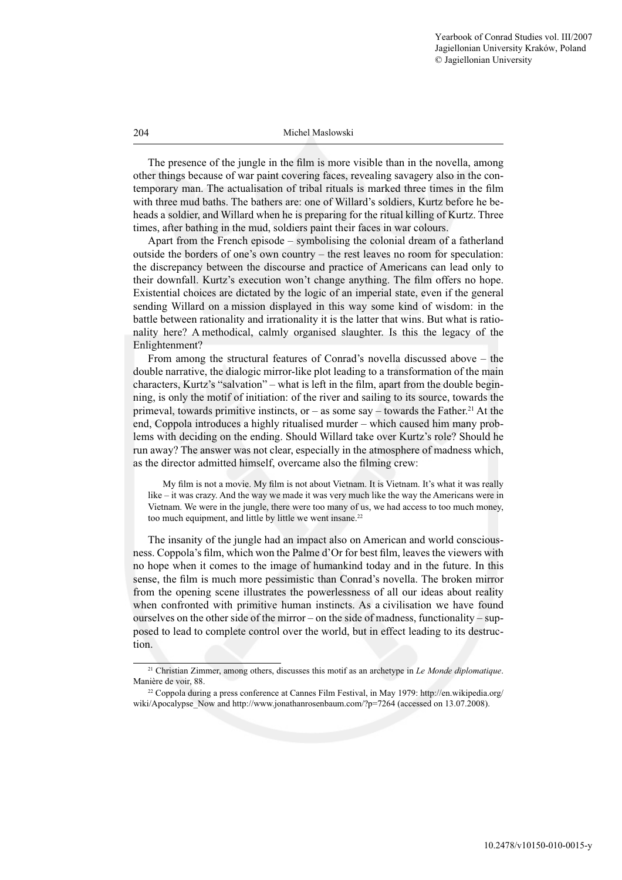The presence of the jungle in the film is more visible than in the novella, among other things because of war paint covering faces, revealing savagery also in the contemporary man. The actualisation of tribal rituals is marked three times in the film with three mud baths. The bathers are: one of Willard's soldiers, Kurtz before he beheads a soldier, and Willard when he is preparing for the ritual killing of Kurtz. Three times, after bathing in the mud, soldiers paint their faces in war colours.

Apart from the French episode – symbolising the colonial dream of a fatherland outside the borders of one's own country – the rest leaves no room for speculation: the discrepancy between the discourse and practice of Americans can lead only to their downfall. Kurtz's execution won't change anything. The film offers no hope. Existential choices are dictated by the logic of an imperial state, even if the general sending Willard on a mission displayed in this way some kind of wisdom: in the battle between rationality and irrationality it is the latter that wins. But what is rationality here? A methodical, calmly organised slaughter. Is this the legacy of the Enlightenment?

From among the structural features of Conrad's novella discussed above – the double narrative, the dialogic mirror-like plot leading to a transformation of the main characters, Kurtz's "salvation" – what is left in the film, apart from the double beginning, is only the motif of initiation: of the river and sailing to its source, towards the primeval, towards primitive instincts, or – as some say – towards the Father.[21] At the end, Coppola introduces a highly ritualised murder – which caused him many problems with deciding on the ending. Should Willard take over Kurtz's role? Should he run away? The answer was not clear, especially in the atmosphere of madness which, as the director admitted himself, overcame also the filming crew:

> My film is not a movie. My film is not about Vietnam. It is Vietnam. It's what it was really like – it was crazy. And the way we made it was very much like the way the Americans were in Vietnam. We were in the jungle, there were too many of us, we had access to too much money, too much equipment, and little by little we went insane.[22]

The insanity of the jungle had an impact also on American and world consciousness. Coppola's film, which won the Palme d'Or for best film, leaves the viewers with no hope when it comes to the image of humankind today and in the future. In this sense, the film is much more pessimistic than Conrad's novella. The broken mirror from the opening scene illustrates the powerlessness of all our ideas about reality when confronted with primitive human instincts. As a civilisation we have found ourselves on the other side of the mirror – on the side of madness, functionality – supposed to lead to complete control over the world, but in effect leading to its destruction.

---

[21] Christian Zimmer, among others, discusses this motif as an archetype in *Le Monde diplomatique*. Manière de voir, 88.

[22] Coppola during a press conference at Cannes Film Festival, in May 1979: http://en.wikipedia.org/wiki/Apocalypse_Now and http://www.jonathanrosenbaum.com/?p=7264 (accessed on 13.07.2008).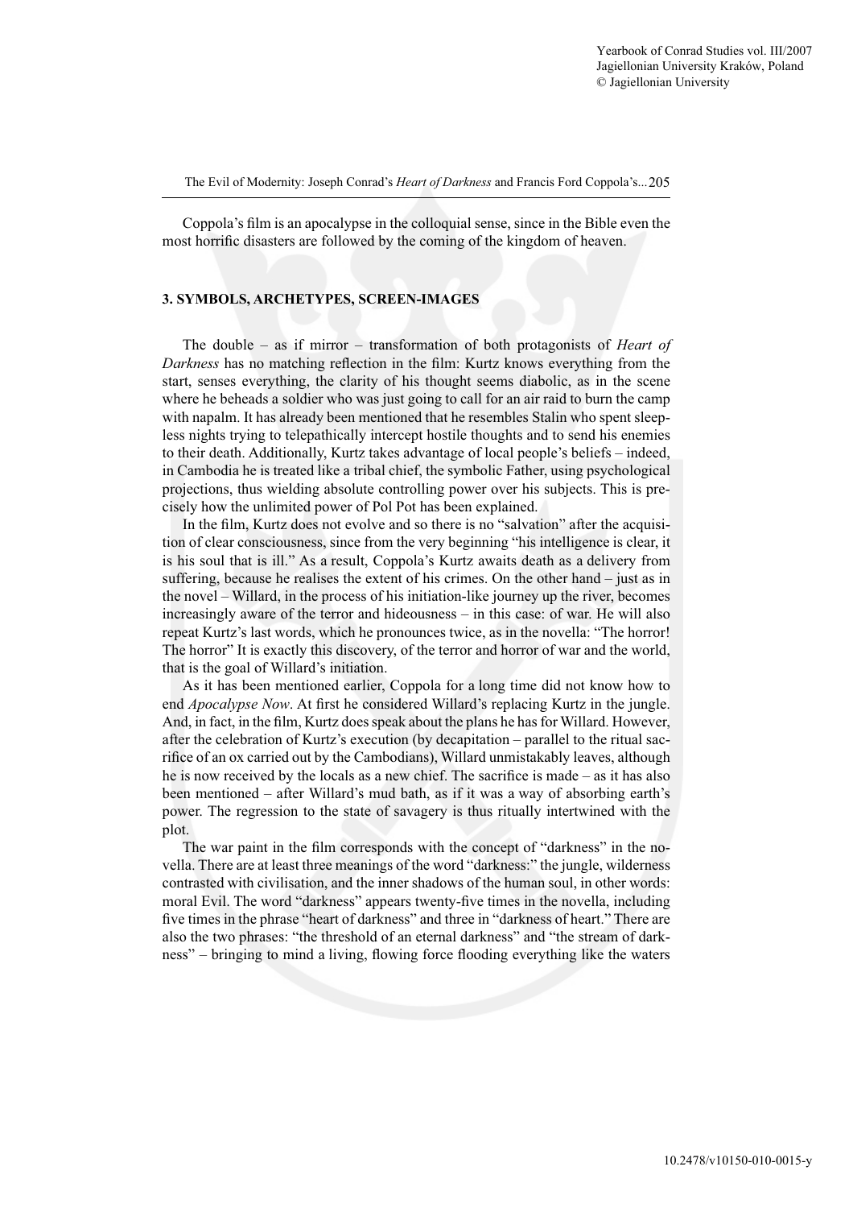Coppola's film is an apocalypse in the colloquial sense, since in the Bible even the most horrific disasters are followed by the coming of the kingdom of heaven.

### 3. SYMBOLS, ARCHETYPES, SCREEN-IMAGES

The double – as if mirror – transformation of both protagonists of *Heart of Darkness* has no matching reflection in the film: Kurtz knows everything from the start, senses everything, the clarity of his thought seems diabolic, as in the scene where he beheads a soldier who was just going to call for an air raid to burn the camp with napalm. It has already been mentioned that he resembles Stalin who spent sleepless nights trying to telepathically intercept hostile thoughts and to send his enemies to their death. Additionally, Kurtz takes advantage of local people's beliefs – indeed, in Cambodia he is treated like a tribal chief, the symbolic Father, using psychological projections, thus wielding absolute controlling power over his subjects. This is precisely how the unlimited power of Pol Pot has been explained.

In the film, Kurtz does not evolve and so there is no "salvation" after the acquisition of clear consciousness, since from the very beginning "his intelligence is clear, it is his soul that is ill." As a result, Coppola's Kurtz awaits death as a delivery from suffering, because he realises the extent of his crimes. On the other hand – just as in the novel – Willard, in the process of his initiation-like journey up the river, becomes increasingly aware of the terror and hideousness – in this case: of war. He will also repeat Kurtz's last words, which he pronounces twice, as in the novella: "The horror! The horror" It is exactly this discovery, of the terror and horror of war and the world, that is the goal of Willard's initiation.

As it has been mentioned earlier, Coppola for a long time did not know how to end *Apocalypse Now*. At first he considered Willard's replacing Kurtz in the jungle. And, in fact, in the film, Kurtz does speak about the plans he has for Willard. However, after the celebration of Kurtz's execution (by decapitation – parallel to the ritual sacrifice of an ox carried out by the Cambodians), Willard unmistakably leaves, although he is now received by the locals as a new chief. The sacrifice is made – as it has also been mentioned – after Willard's mud bath, as if it was a way of absorbing earth's power. The regression to the state of savagery is thus ritually intertwined with the plot.

The war paint in the film corresponds with the concept of "darkness" in the novella. There are at least three meanings of the word "darkness:" the jungle, wilderness contrasted with civilisation, and the inner shadows of the human soul, in other words: moral Evil. The word "darkness" appears twenty-five times in the novella, including five times in the phrase "heart of darkness" and three in "darkness of heart." There are also the two phrases: "the threshold of an eternal darkness" and "the stream of darkness" – bringing to mind a living, flowing force flooding everything like the waters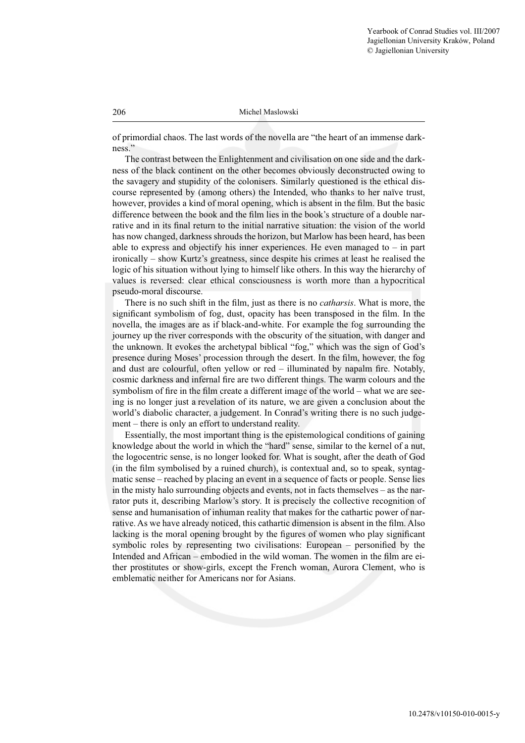of primordial chaos. The last words of the novella are "the heart of an immense darkness."

The contrast between the Enlightenment and civilisation on one side and the darkness of the black continent on the other becomes obviously deconstructed owing to the savagery and stupidity of the colonisers. Similarly questioned is the ethical discourse represented by (among others) the Intended, who thanks to her naïve trust, however, provides a kind of moral opening, which is absent in the film. But the basic difference between the book and the film lies in the book's structure of a double narrative and in its final return to the initial narrative situation: the vision of the world has now changed, darkness shrouds the horizon, but Marlow has been heard, has been able to express and objectify his inner experiences. He even managed to – in part ironically – show Kurtz's greatness, since despite his crimes at least he realised the logic of his situation without lying to himself like others. In this way the hierarchy of values is reversed: clear ethical consciousness is worth more than a hypocritical pseudo-moral discourse.

There is no such shift in the film, just as there is no *catharsis*. What is more, the significant symbolism of fog, dust, opacity has been transposed in the film. In the novella, the images are as if black-and-white. For example the fog surrounding the journey up the river corresponds with the obscurity of the situation, with danger and the unknown. It evokes the archetypal biblical "fog," which was the sign of God's presence during Moses' procession through the desert. In the film, however, the fog and dust are colourful, often yellow or red – illuminated by napalm fire. Notably, cosmic darkness and infernal fire are two different things. The warm colours and the symbolism of fire in the film create a different image of the world – what we are seeing is no longer just a revelation of its nature, we are given a conclusion about the world's diabolic character, a judgement. In Conrad's writing there is no such judgement – there is only an effort to understand reality.

Essentially, the most important thing is the epistemological conditions of gaining knowledge about the world in which the "hard" sense, similar to the kernel of a nut, the logocentric sense, is no longer looked for. What is sought, after the death of God (in the film symbolised by a ruined church), is contextual and, so to speak, syntagmatic sense – reached by placing an event in a sequence of facts or people. Sense lies in the misty halo surrounding objects and events, not in facts themselves – as the narrator puts it, describing Marlow's story. It is precisely the collective recognition of sense and humanisation of inhuman reality that makes for the cathartic power of narrative. As we have already noticed, this cathartic dimension is absent in the film. Also lacking is the moral opening brought by the figures of women who play significant symbolic roles by representing two civilisations: European – personified by the Intended and African – embodied in the wild woman. The women in the film are either prostitutes or show-girls, except the French woman, Aurora Clement, who is emblematic neither for Americans nor for Asians.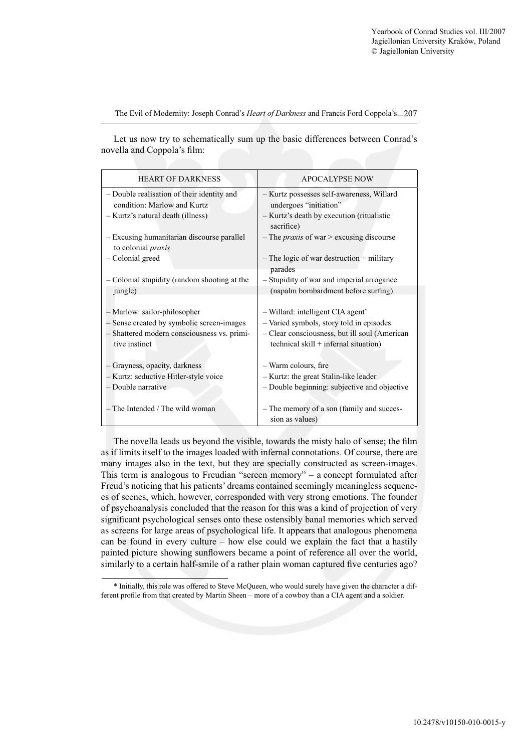Let us now try to schematically sum up the basic differences between Conrad's novella and Coppola's film:

| HEART OF DARKNESS | APOCALYPSE NOW |
|---|---|
| – Double realisation of their identity and condition: Marlow and Kurtz | – Kurtz possesses self-awareness, Willard undergoes "initiation" |
| – Kurtz's natural death (illness) | – Kurtz's death by execution (ritualistic sacrifice) |
| – Excusing humanitarian discourse parallel to colonial *praxis* | – The *praxis* of war > excusing discourse |
| – Colonial greed | – The logic of war destruction + military parades |
| – Colonial stupidity (random shooting at the jungle) | – Stupidity of war and imperial arrogance (napalm bombardment before surfing) |
| – Marlow: sailor-philosopher | – Willard: intelligent CIA agent* |
| – Sense created by symbolic screen-images | – Varied symbols, story told in episodes |
| – Shattered modern consciousness vs. primitive instinct | – Clear consciousness, but ill soul (American technical skill + infernal situation) |
| – Grayness, opacity, darkness | – Warm colours, fire |
| – Kurtz: seductive Hitler-style voice | – Kurtz: the great Stalin-like leader |
| – Double narrative | – Double beginning: subjective and objective |
| – The Intended / The wild woman | – The memory of a son (family and succession as values) |

The novella leads us beyond the visible, towards the misty halo of sense; the film as if limits itself to the images loaded with infernal connotations. Of course, there are many images also in the text, but they are specially constructed as screen-images. This term is analogous to Freudian "screen memory" – a concept formulated after Freud's noticing that his patients' dreams contained seemingly meaningless sequences of scenes, which, however, corresponded with very strong emotions. The founder of psychoanalysis concluded that the reason for this was a kind of projection of very significant psychological senses onto these ostensibly banal memories which served as screens for large areas of psychological life. It appears that analogous phenomena can be found in every culture – how else could we explain the fact that a hastily painted picture showing sunflowers became a point of reference all over the world, similarly to a certain half-smile of a rather plain woman captured five centuries ago?

* Initially, this role was offered to Steve McQueen, who would surely have given the character a different profile from that created by Martin Sheen – more of a cowboy than a CIA agent and a soldier.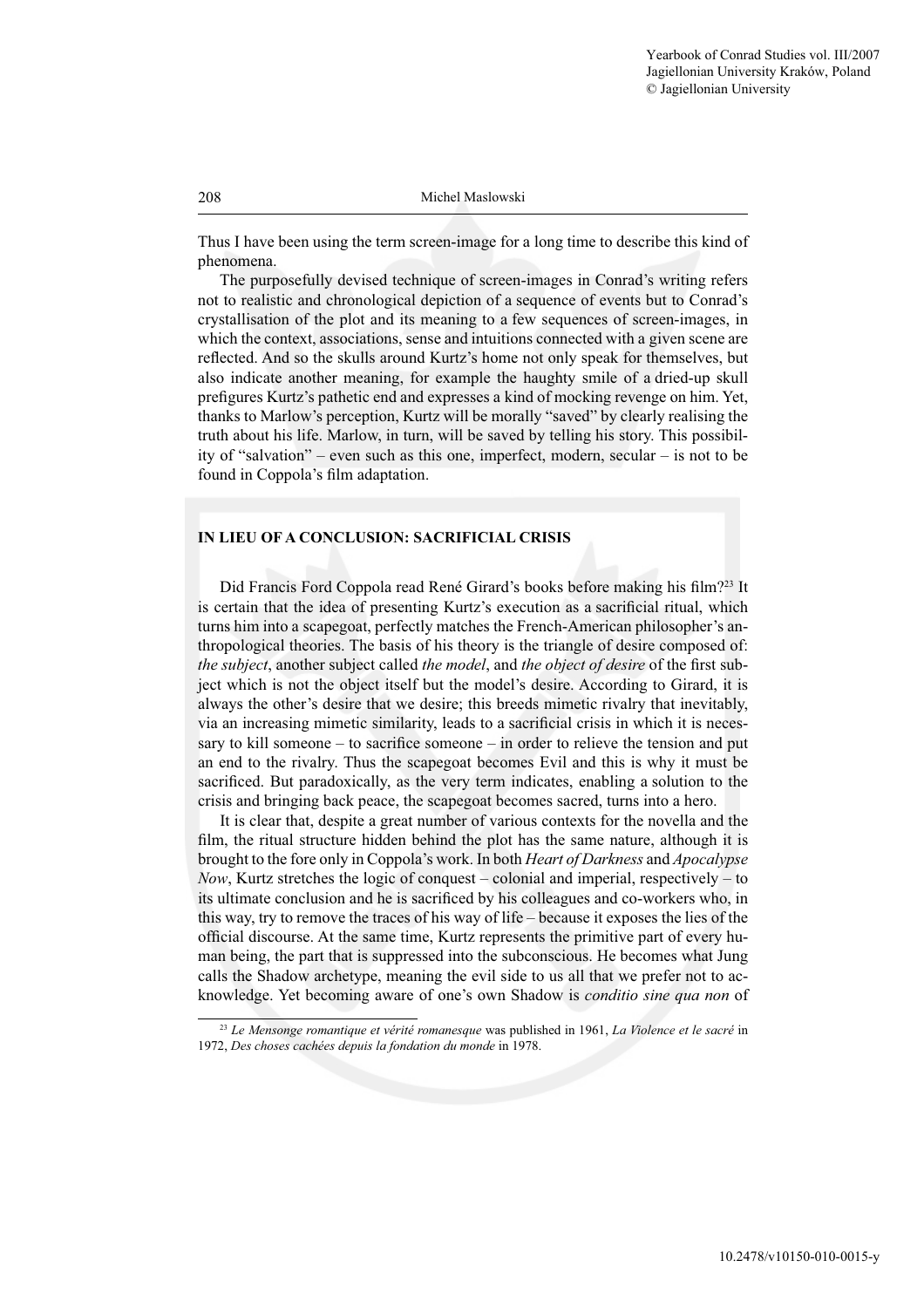Thus I have been using the term screen-image for a long time to describe this kind of phenomena.

The purposefully devised technique of screen-images in Conrad's writing refers not to realistic and chronological depiction of a sequence of events but to Conrad's crystallisation of the plot and its meaning to a few sequences of screen-images, in which the context, associations, sense and intuitions connected with a given scene are reflected. And so the skulls around Kurtz's home not only speak for themselves, but also indicate another meaning, for example the haughty smile of a dried-up skull prefigures Kurtz's pathetic end and expresses a kind of mocking revenge on him. Yet, thanks to Marlow's perception, Kurtz will be morally "saved" by clearly realising the truth about his life. Marlow, in turn, will be saved by telling his story. This possibility of "salvation" – even such as this one, imperfect, modern, secular – is not to be found in Coppola's film adaptation.

## IN LIEU OF A CONCLUSION: SACRIFICIAL CRISIS

Did Francis Ford Coppola read René Girard's books before making his film?[23] It is certain that the idea of presenting Kurtz's execution as a sacrificial ritual, which turns him into a scapegoat, perfectly matches the French-American philosopher's anthropological theories. The basis of his theory is the triangle of desire composed of: *the subject*, another subject called *the model*, and *the object of desire* of the first subject which is not the object itself but the model's desire. According to Girard, it is always the other's desire that we desire; this breeds mimetic rivalry that inevitably, via an increasing mimetic similarity, leads to a sacrificial crisis in which it is necessary to kill someone – to sacrifice someone – in order to relieve the tension and put an end to the rivalry. Thus the scapegoat becomes Evil and this is why it must be sacrificed. But paradoxically, as the very term indicates, enabling a solution to the crisis and bringing back peace, the scapegoat becomes sacred, turns into a hero.

It is clear that, despite a great number of various contexts for the novella and the film, the ritual structure hidden behind the plot has the same nature, although it is brought to the fore only in Coppola's work. In both *Heart of Darkness* and *Apocalypse Now*, Kurtz stretches the logic of conquest – colonial and imperial, respectively – to its ultimate conclusion and he is sacrificed by his colleagues and co-workers who, in this way, try to remove the traces of his way of life – because it exposes the lies of the official discourse. At the same time, Kurtz represents the primitive part of every human being, the part that is suppressed into the subconscious. He becomes what Jung calls the Shadow archetype, meaning the evil side to us all that we prefer not to acknowledge. Yet becoming aware of one's own Shadow is *conditio sine qua non* of

[23] *Le Mensonge romantique et vérité romanesque* was published in 1961, *La Violence et le sacré* in 1972, *Des choses cachées depuis la fondation du monde* in 1978.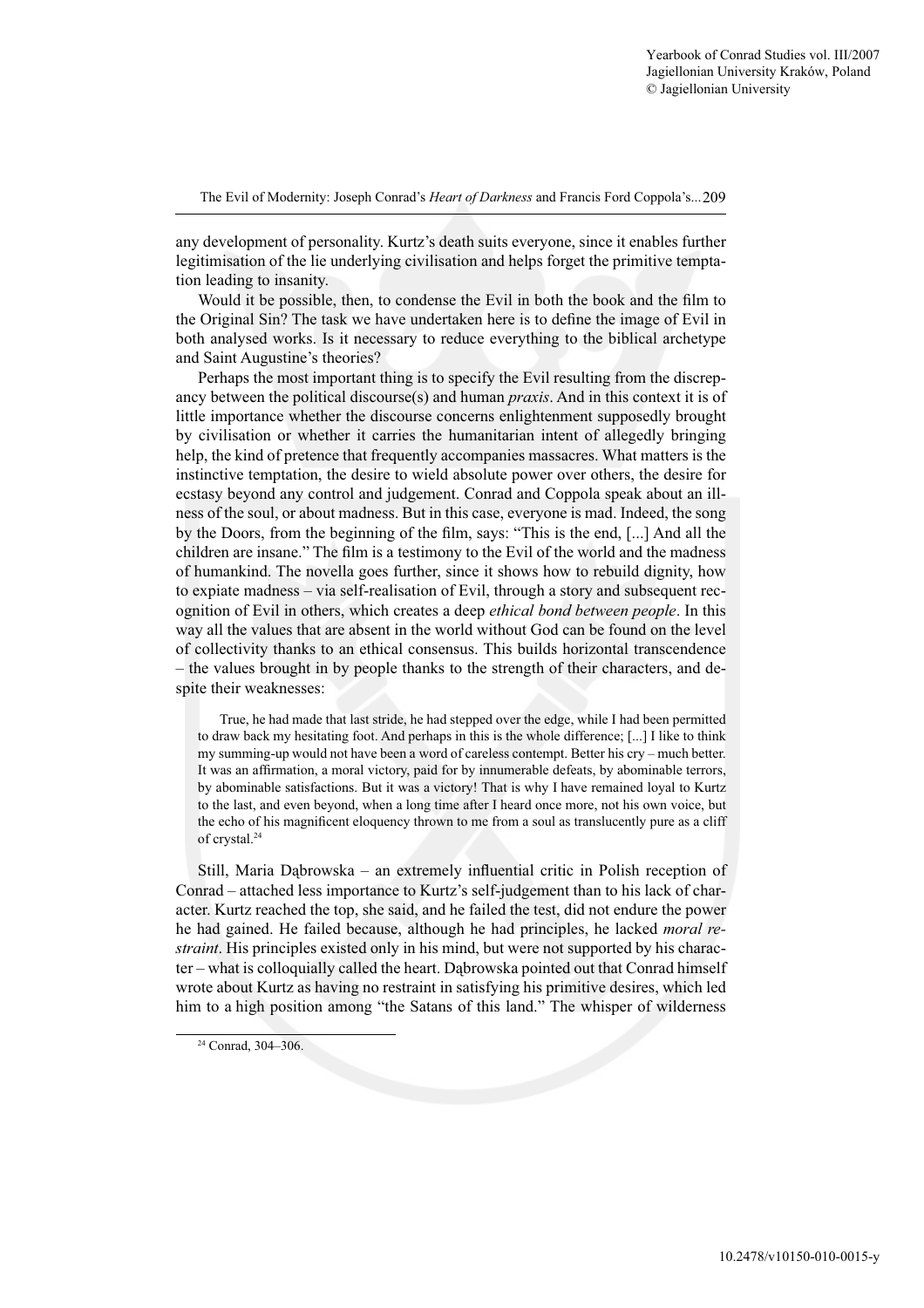any development of personality. Kurtz's death suits everyone, since it enables further legitimisation of the lie underlying civilisation and helps forget the primitive temptation leading to insanity.

Would it be possible, then, to condense the Evil in both the book and the film to the Original Sin? The task we have undertaken here is to define the image of Evil in both analysed works. Is it necessary to reduce everything to the biblical archetype and Saint Augustine's theories?

Perhaps the most important thing is to specify the Evil resulting from the discrepancy between the political discourse(s) and human *praxis*. And in this context it is of little importance whether the discourse concerns enlightenment supposedly brought by civilisation or whether it carries the humanitarian intent of allegedly bringing help, the kind of pretence that frequently accompanies massacres. What matters is the instinctive temptation, the desire to wield absolute power over others, the desire for ecstasy beyond any control and judgement. Conrad and Coppola speak about an illness of the soul, or about madness. But in this case, everyone is mad. Indeed, the song by the Doors, from the beginning of the film, says: "This is the end, [...] And all the children are insane." The film is a testimony to the Evil of the world and the madness of humankind. The novella goes further, since it shows how to rebuild dignity, how to expiate madness – via self-realisation of Evil, through a story and subsequent recognition of Evil in others, which creates a deep *ethical bond between people*. In this way all the values that are absent in the world without God can be found on the level of collectivity thanks to an ethical consensus. This builds horizontal transcendence – the values brought in by people thanks to the strength of their characters, and despite their weaknesses:

> True, he had made that last stride, he had stepped over the edge, while I had been permitted to draw back my hesitating foot. And perhaps in this is the whole difference; [...] I like to think my summing-up would not have been a word of careless contempt. Better his cry – much better. It was an affirmation, a moral victory, paid for by innumerable defeats, by abominable terrors, by abominable satisfactions. But it was a victory! That is why I have remained loyal to Kurtz to the last, and even beyond, when a long time after I heard once more, not his own voice, but the echo of his magnificent eloquency thrown to me from a soul as translucently pure as a cliff of crystal.[24]

Still, Maria Dąbrowska – an extremely influential critic in Polish reception of Conrad – attached less importance to Kurtz's self-judgement than to his lack of character. Kurtz reached the top, she said, and he failed the test, did not endure the power he had gained. He failed because, although he had principles, he lacked *moral restraint*. His principles existed only in his mind, but were not supported by his character – what is colloquially called the heart. Dąbrowska pointed out that Conrad himself wrote about Kurtz as having no restraint in satisfying his primitive desires, which led him to a high position among "the Satans of this land." The whisper of wilderness

[24] Conrad, 304–306.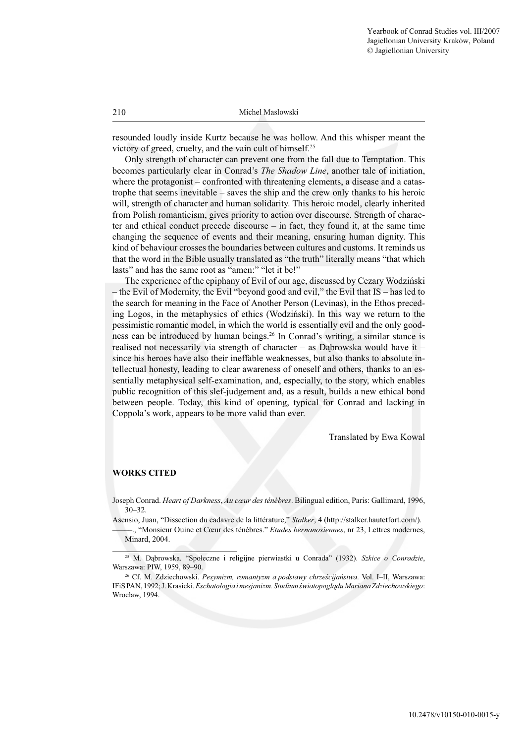resounded loudly inside Kurtz because he was hollow. And this whisper meant the victory of greed, cruelty, and the vain cult of himself.[25]

Only strength of character can prevent one from the fall due to Temptation. This becomes particularly clear in Conrad's *The Shadow Line*, another tale of initiation, where the protagonist – confronted with threatening elements, a disease and a catastrophe that seems inevitable – saves the ship and the crew only thanks to his heroic will, strength of character and human solidarity. This heroic model, clearly inherited from Polish romanticism, gives priority to action over discourse. Strength of character and ethical conduct precede discourse – in fact, they found it, at the same time changing the sequence of events and their meaning, ensuring human dignity. This kind of behaviour crosses the boundaries between cultures and customs. It reminds us that the word in the Bible usually translated as "the truth" literally means "that which lasts" and has the same root as "amen:" "let it be!"

The experience of the epiphany of Evil of our age, discussed by Cezary Wodziński – the Evil of Modernity, the Evil "beyond good and evil," the Evil that IS – has led to the search for meaning in the Face of Another Person (Levinas), in the Ethos preceding Logos, in the metaphysics of ethics (Wodziński). In this way we return to the pessimistic romantic model, in which the world is essentially evil and the only goodness can be introduced by human beings.[26] In Conrad's writing, a similar stance is realised not necessarily via strength of character – as Dąbrowska would have it – since his heroes have also their ineffable weaknesses, but also thanks to absolute intellectual honesty, leading to clear awareness of oneself and others, thanks to an essentially metaphysical self-examination, and, especially, to the story, which enables public recognition of this slef-judgement and, as a result, builds a new ethical bond between people. Today, this kind of opening, typical for Conrad and lacking in Coppola's work, appears to be more valid than ever.

Translated by Ewa Kowal

## WORKS CITED

Joseph Conrad. *Heart of Darkness*, *Au cœur des ténèbres*. Bilingual edition, Paris: Gallimard, 1996, 30–32.

Asensio, Juan, "Dissection du cadavre de la littérature," *Stalker*, 4 (http://stalker.hautetfort.com/).

———., "Monsieur Ouine et Cœur des ténèbres." *Etudes bernanosiennes*, nr 23, Lettres modernes, Minard, 2004.

---

[25] M. Dąbrowska. "Społeczne i religijne pierwiastki u Conrada" (1932). *Szkice o Conradzie*, Warszawa: PIW, 1959, 89–90.

[26] Cf. M. Zdziechowski. *Pesymizm, romantyzm a podstawy chrześcijaństwa*. Vol. I–II, Warszawa: IFiS PAN, 1992; J. Krasicki. *Eschatologia i mesjanizm. Studium światopoglądu Mariana Zdziechowskiego*: Wrocław, 1994.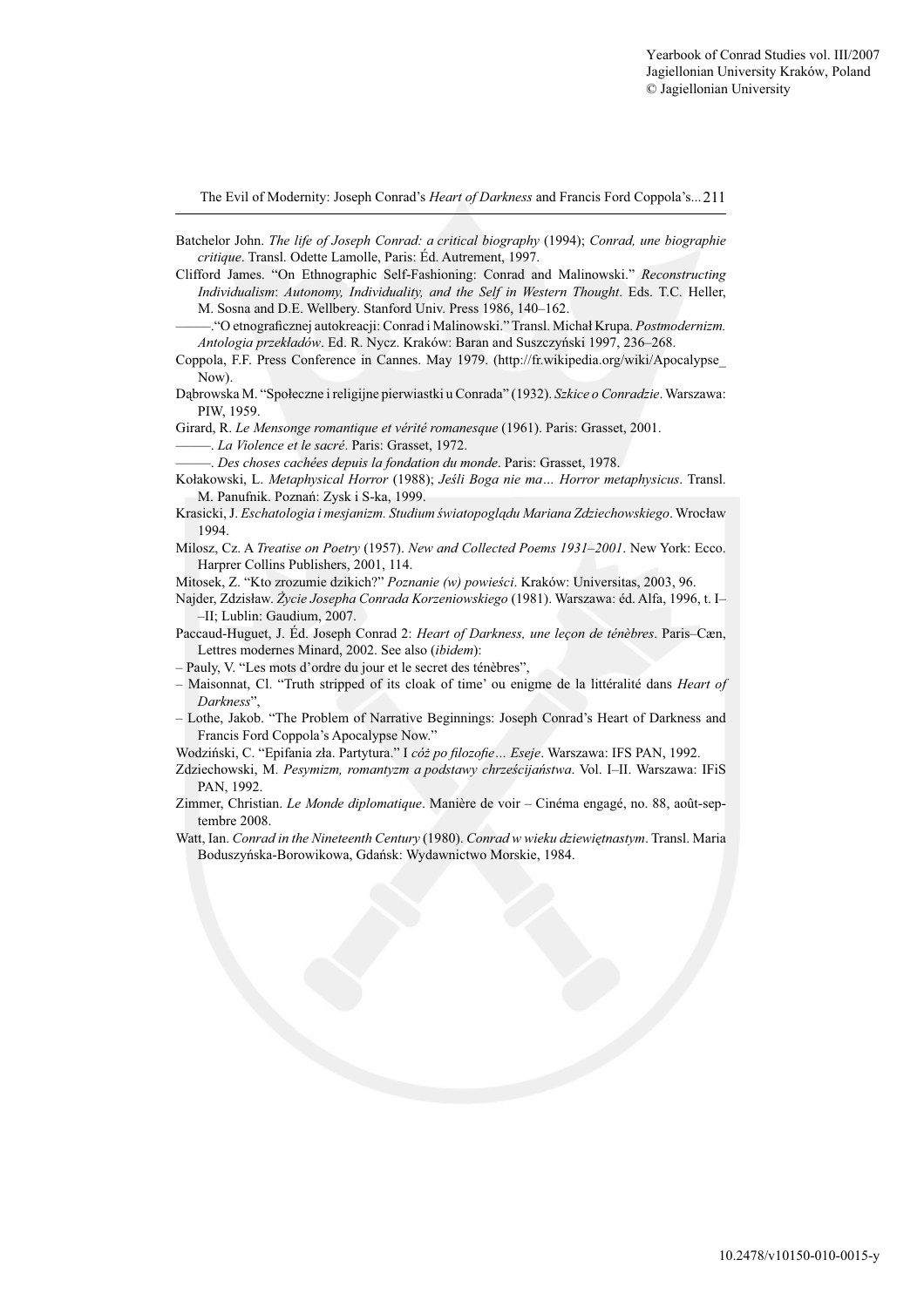Batchelor John. *The life of Joseph Conrad: a critical biography* (1994); *Conrad, une biographie critique*. Transl. Odette Lamolle, Paris: Éd. Autrement, 1997.

Clifford James. "On Ethnographic Self-Fashioning: Conrad and Malinowski." *Reconstructing Individualism*: *Autonomy, Individuality, and the Self in Western Thought*. Eds. T.C. Heller, M. Sosna and D.E. Wellbery. Stanford Univ. Press 1986, 140–162.

———."O etnograficznej autokreacji: Conrad i Malinowski." Transl. Michał Krupa. *Postmodernizm. Antologia przekładów*. Ed. R. Nycz. Kraków: Baran and Suszczyński 1997, 236–268.

Coppola, F.F. Press Conference in Cannes. May 1979. (http://fr.wikipedia.org/wiki/Apocalypse_Now).

Dąbrowska M. "Społeczne i religijne pierwiastki u Conrada" (1932). *Szkice o Conradzie*. Warszawa: PIW, 1959.

Girard, R. *Le Mensonge romantique et vérité romanesque* (1961). Paris: Grasset, 2001.

———. *La Violence et le sacré*. Paris: Grasset, 1972.

———. *Des choses cachées depuis la fondation du monde*. Paris: Grasset, 1978.

Kołakowski, L. *Metaphysical Horror* (1988); *Jeśli Boga nie ma… Horror metaphysicus*. Transl. M. Panufnik. Poznań: Zysk i S-ka, 1999.

Krasicki, J. *Eschatologia i mesjanizm. Studium światopoglądu Mariana Zdziechowskiego*. Wrocław 1994.

Milosz, Cz. A *Treatise on Poetry* (1957). *New and Collected Poems 1931–2001*. New York: Ecco. Harprer Collins Publishers, 2001, 114.

Mitosek, Z. "Kto zrozumie dzikich?" *Poznanie (w) powieści*. Kraków: Universitas, 2003, 96.

Najder, Zdzisław. *Życie Josepha Conrada Korzeniowskiego* (1981). Warszawa: éd. Alfa, 1996, t. I–II; Lublin: Gaudium, 2007.

Paccaud-Huguet, J. Éd. Joseph Conrad 2: *Heart of Darkness, une leçon de ténèbres*. Paris–Cæn, Lettres modernes Minard, 2002. See also (*ibidem*):

– Pauly, V. "Les mots d'ordre du jour et le secret des ténèbres",

– Maisonnat, Cl. "Truth stripped of its cloak of time' ou enigme de la littéralité dans *Heart of Darkness*",

– Lothe, Jakob. "The Problem of Narrative Beginnings: Joseph Conrad's Heart of Darkness and Francis Ford Coppola's Apocalypse Now."

Wodziński, C. "Epifania zła. Partytura." I *cóż po filozofie… Eseje*. Warszawa: IFS PAN, 1992.

Zdziechowski, M. *Pesymizm, romantyzm a podstawy chrześcijaństwa*. Vol. I–II. Warszawa: IFiS PAN, 1992.

Zimmer, Christian. *Le Monde diplomatique*. Manière de voir – Cinéma engagé, no. 88, août-septembre 2008.

Watt, Ian. *Conrad in the Nineteenth Century* (1980). *Conrad w wieku dziewiętnastym*. Transl. Maria Boduszyńska-Borowikowa, Gdańsk: Wydawnictwo Morskie, 1984.